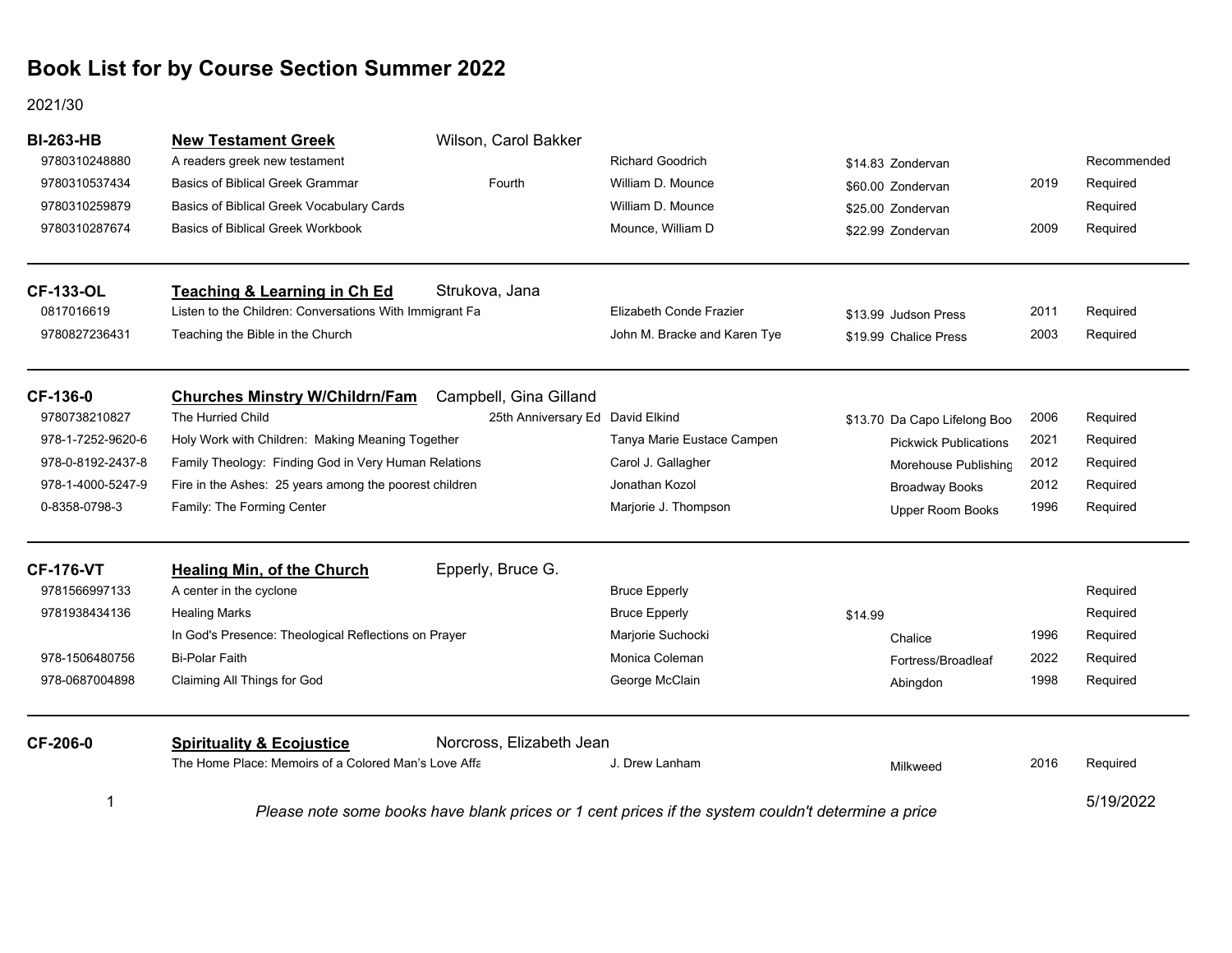# Book List for by Course Section Summer 2022

2021/30

## BI-263-HB — New Testament Greek — Wilson, Carol Bakker

| ISBN | Title | Edition | Author | Price | Publisher | Year | Status |
|---|---|---|---|---|---|---|---|
| 9780310248880 | A readers greek new testament | | Richard Goodrich | $14.83 | Zondervan | | Recommended |
| 9780310537434 | Basics of Biblical Greek Grammar | Fourth | William D. Mounce | $60.00 | Zondervan | 2019 | Required |
| 9780310259879 | Basics of Biblical Greek Vocabulary Cards | | William D. Mounce | $25.00 | Zondervan | | Required |
| 9780310287674 | Basics of Biblical Greek Workbook | | Mounce, William D | $22.99 | Zondervan | 2009 | Required |

## CF-133-OL — Teaching & Learning in Ch Ed — Strukova, Jana

| ISBN | Title | Edition | Author | Price | Publisher | Year | Status |
|---|---|---|---|---|---|---|---|
| 0817016619 | Listen to the Children: Conversations With Immigrant Fa | | Elizabeth Conde Frazier | $13.99 | Judson Press | 2011 | Required |
| 9780827236431 | Teaching the Bible in the Church | | John M. Bracke and Karen Tye | $19.99 | Chalice Press | 2003 | Required |

## CF-136-0 — Churches Minstry W/Childrn/Fam — Campbell, Gina Gilland

| ISBN | Title | Edition | Author | Price | Publisher | Year | Status |
|---|---|---|---|---|---|---|---|
| 9780738210827 | The Hurried Child | 25th Anniversary Ed | David Elkind | $13.70 | Da Capo Lifelong Boo | 2006 | Required |
| 978-1-7252-9620-6 | Holy Work with Children: Making Meaning Together | | Tanya Marie Eustace Campen | | Pickwick Publications | 2021 | Required |
| 978-0-8192-2437-8 | Family Theology: Finding God in Very Human Relations | | Carol J. Gallagher | | Morehouse Publishing | 2012 | Required |
| 978-1-4000-5247-9 | Fire in the Ashes: 25 years among the poorest children | | Jonathan Kozol | | Broadway Books | 2012 | Required |
| 0-8358-0798-3 | Family: The Forming Center | | Marjorie J. Thompson | | Upper Room Books | 1996 | Required |

## CF-176-VT — Healing Min, of the Church — Epperly, Bruce G.

| ISBN | Title | Edition | Author | Price | Publisher | Year | Status |
|---|---|---|---|---|---|---|---|
| 9781566997133 | A center in the cyclone | | Bruce Epperly | | | | Required |
| 9781938434136 | Healing Marks | | Bruce Epperly | $14.99 | | | Required |
| | In God's Presence: Theological Reflections on Prayer | | Marjorie Suchocki | | Chalice | 1996 | Required |
| 978-1506480756 | Bi-Polar Faith | | Monica Coleman | | Fortress/Broadleaf | 2022 | Required |
| 978-0687004898 | Claiming All Things for God | | George McClain | | Abingdon | 1998 | Required |

## CF-206-0 — Spirituality & Ecojustice — Norcross, Elizabeth Jean

| ISBN | Title | Edition | Author | Price | Publisher | Year | Status |
|---|---|---|---|---|---|---|---|
| | The Home Place: Memoirs of a Colored Man's Love Affa | | J. Drew Lanham | | Milkweed | 2016 | Required |

*Please note some books have blank prices or 1 cent prices if the system couldn't determine a price*

5/19/2022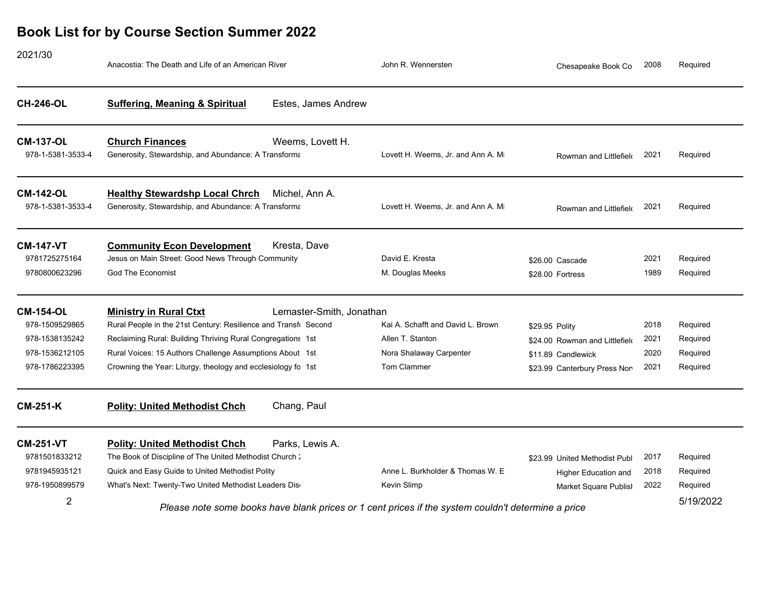# Book List for by Course Section Summer 2022

| Course | Title | Edition | Author | Price | Publisher | Year | Status |
|---|---|---|---|---|---|---|---|
| 2021/30 | Anacostia: The Death and Life of an American River | | John R. Wennersten | | Chesapeake Book Co | 2008 | Required |
| **CH-246-OL** | **Suffering, Meaning & Spiritual** — Estes, James Andrew | | | | | | |
| **CM-137-OL** | **Church Finances** — Weems, Lovett H. | | | | | | |
| 978-1-5381-3533-4 | Generosity, Stewardship, and Abundance: A Transforma | | Lovett H. Weems, Jr. and Ann A. Mi | | Rowman and Littlefiel | 2021 | Required |
| **CM-142-OL** | **Healthy Stewardshp Local Chrch** — Michel, Ann A. | | | | | | |
| 978-1-5381-3533-4 | Generosity, Stewardship, and Abundance: A Transforma | | Lovett H. Weems, Jr. and Ann A. Mi | | Rowman and Littlefiel | 2021 | Required |
| **CM-147-VT** | **Community Econ Development** — Kresta, Dave | | | | | | |
| 9781725275164 | Jesus on Main Street: Good News Through Community | | David E. Kresta | $26.00 | Cascade | 2021 | Required |
| 9780800623296 | God The Economist | | M. Douglas Meeks | $28.00 | Fortress | 1989 | Required |
| **CM-154-OL** | **Ministry in Rural Ctxt** — Lemaster-Smith, Jonathan | | | | | | |
| 978-1509529865 | Rural People in the 21st Century: Resilience and Transf | Second | Kai A. Schafft and David L. Brown | $29.95 | Polity | 2018 | Required |
| 978-1538135242 | Reclaiming Rural: Building Thriving Rural Congregations | 1st | Allen T. Stanton | $24.00 | Rowman and Littlefiel | 2021 | Required |
| 978-1536212105 | Rural Voices: 15 Authors Challenge Assumptions About | 1st | Nora Shalaway Carpenter | $11.89 | Candlewick | 2020 | Required |
| 978-1786223395 | Crowning the Year: Liturgy, theology and ecclesiology fo | 1st | Tom Clammer | $23.99 | Canterbury Press Nor | 2021 | Required |
| **CM-251-K** | **Polity: United Methodist Chch** — Chang, Paul | | | | | | |
| **CM-251-VT** | **Polity: United Methodist Chch** — Parks, Lewis A. | | | | | | |
| 9781501833212 | The Book of Discipline of The United Methodist Church 2 | | | $23.99 | United Methodist Publ | 2017 | Required |
| 9781945935121 | Quick and Easy Guide to United Methodist Polity | | Anne L. Burkholder & Thomas W. E | | Higher Education and | 2018 | Required |
| 978-1950899579 | What's Next: Twenty-Two United Methodist Leaders Dis | | Kevin Slimp | | Market Square Publish | 2022 | Required |

*Please note some books have blank prices or 1 cent prices if the system couldn't determine a price*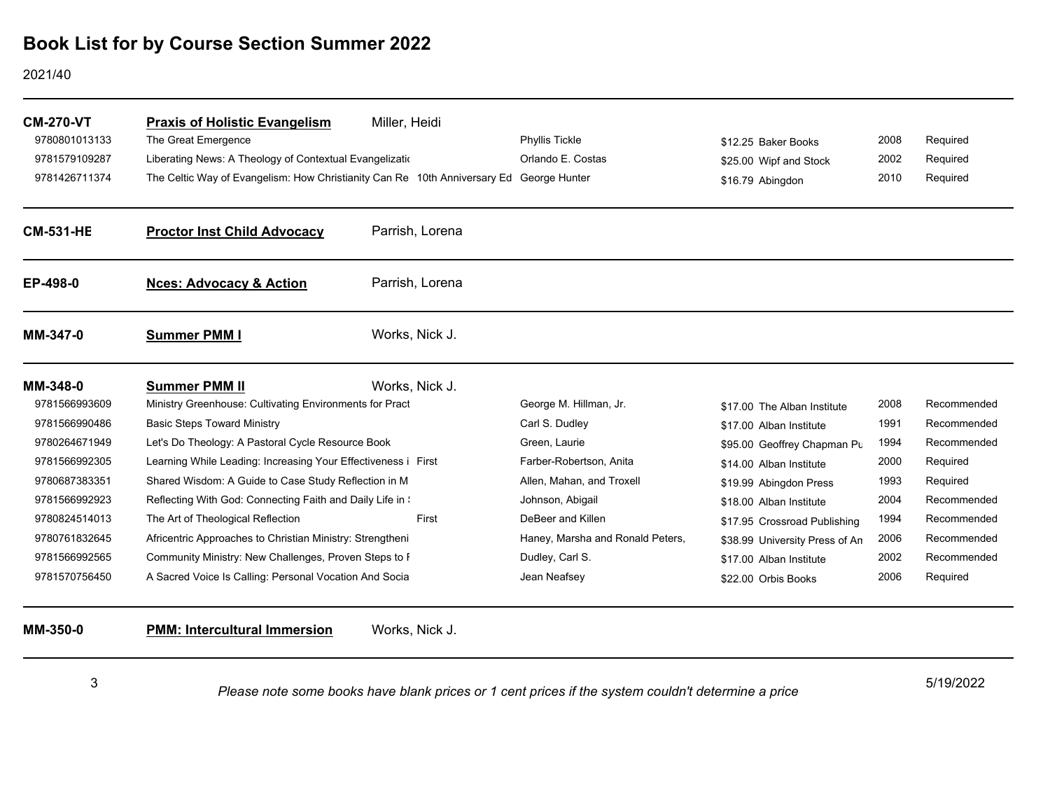# Book List for by Course Section Summer 2022

2021/40

**CM-270-VT** | **Praxis of Holistic Evangelism** | Miller, Heidi

| ISBN | Title | Edition | Author | Price | Publisher | Year | Status |
|---|---|---|---|---|---|---|---|
| 9780801013133 | The Great Emergence | | Phyllis Tickle | $12.25 | Baker Books | 2008 | Required |
| 9781579109287 | Liberating News: A Theology of Contextual Evangelizatio | | Orlando E. Costas | $25.00 | Wipf and Stock | 2002 | Required |
| 9781426711374 | The Celtic Way of Evangelism: How Christianity Can Re | 10th Anniversary Ed | George Hunter | $16.79 | Abingdon | 2010 | Required |

**CM-531-HE** | **Proctor Inst Child Advocacy** | Parrish, Lorena

**EP-498-0** | **Nces: Advocacy & Action** | Parrish, Lorena

**MM-347-0** | **Summer PMM I** | Works, Nick J.

**MM-348-0** | **Summer PMM II** | Works, Nick J.

| ISBN | Title | Edition | Author | Price | Publisher | Year | Status |
|---|---|---|---|---|---|---|---|
| 9781566993609 | Ministry Greenhouse: Cultivating Environments for Pract | | George M. Hillman, Jr. | $17.00 | The Alban Institute | 2008 | Recommended |
| 9781566990486 | Basic Steps Toward Ministry | | Carl S. Dudley | $17.00 | Alban Institute | 1991 | Recommended |
| 9780264671949 | Let's Do Theology: A Pastoral Cycle Resource Book | | Green, Laurie | $95.00 | Geoffrey Chapman Pu | 1994 | Recommended |
| 9781566992305 | Learning While Leading: Increasing Your Effectiveness i | First | Farber-Robertson, Anita | $14.00 | Alban Institute | 2000 | Required |
| 9780687383351 | Shared Wisdom: A Guide to Case Study Reflection in M | | Allen, Mahan, and Troxell | $19.99 | Abingdon Press | 1993 | Required |
| 9781566992923 | Reflecting With God: Connecting Faith and Daily Life in ! | | Johnson, Abigail | $18.00 | Alban Institute | 2004 | Recommended |
| 9780824514013 | The Art of Theological Reflection | First | DeBeer and Killen | $17.95 | Crossroad Publishing | 1994 | Recommended |
| 9780761832645 | Africentric Approaches to Christian Ministry: Strengtheni | | Haney, Marsha and Ronald Peters, | $38.99 | University Press of An | 2006 | Recommended |
| 9781566992565 | Community Ministry: New Challenges, Proven Steps to F | | Dudley, Carl S. | $17.00 | Alban Institute | 2002 | Recommended |
| 9781570756450 | A Sacred Voice Is Calling: Personal Vocation And Socia | | Jean Neafsey | $22.00 | Orbis Books | 2006 | Required |

**MM-350-0** | **PMM: Intercultural Immersion** | Works, Nick J.

*Please note some books have blank prices or 1 cent prices if the system couldn't determine a price*

5/19/2022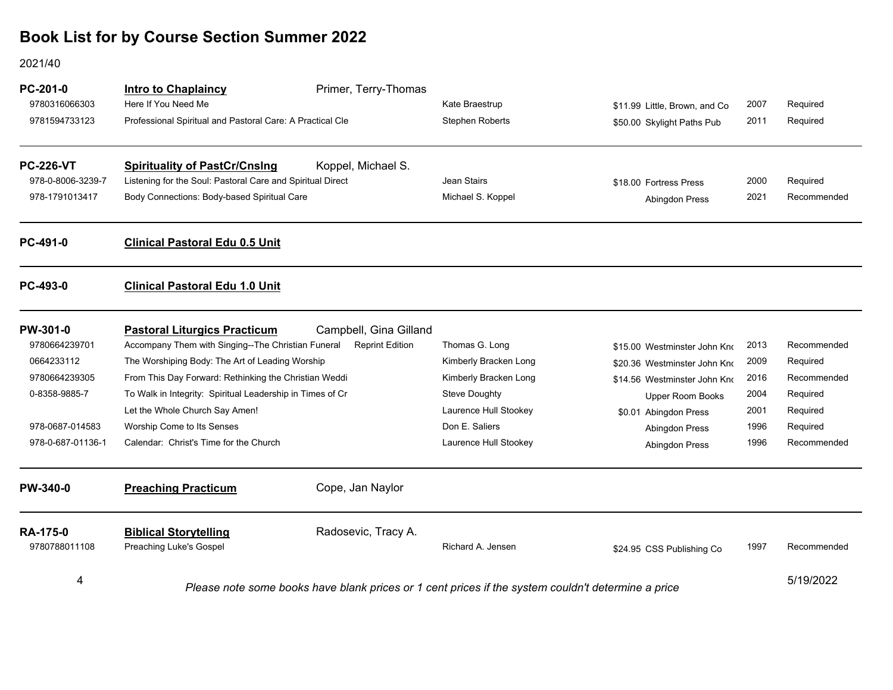# Book List for by Course Section Summer 2022

2021/40

| Course / ISBN | Title | Author | Price | Publisher | Year | Status |
|---|---|---|---|---|---|---|
| **PC-201-0** | **Intro to Chaplaincy** — Primer, Terry-Thomas | | | | | |
| 9780316066303 | Here If You Need Me | Kate Braestrup | $11.99 | Little, Brown, and Co | 2007 | Required |
| 9781594733123 | Professional Spiritual and Pastoral Care: A Practical Cle | Stephen Roberts | $50.00 | Skylight Paths Pub | 2011 | Required |
| **PC-226-VT** | **Spirituality of PastCr/Cnslng** — Koppel, Michael S. | | | | | |
| 978-0-8006-3239-7 | Listening for the Soul: Pastoral Care and Spiritual Direct | Jean Stairs | $18.00 | Fortress Press | 2000 | Required |
| 978-1791013417 | Body Connections: Body-based Spiritual Care | Michael S. Koppel | | Abingdon Press | 2021 | Recommended |
| **PC-491-0** | **Clinical Pastoral Edu 0.5 Unit** | | | | | |
| **PC-493-0** | **Clinical Pastoral Edu 1.0 Unit** | | | | | |
| **PW-301-0** | **Pastoral Liturgics Practicum** — Campbell, Gina Gilland | | | | | |
| 9780664239701 | Accompany Them with Singing--The Christian Funeral (Reprint Edition) | Thomas G. Long | $15.00 | Westminster John Kno | 2013 | Recommended |
| 0664233112 | The Worshiping Body: The Art of Leading Worship | Kimberly Bracken Long | $20.36 | Westminster John Kno | 2009 | Required |
| 9780664239305 | From This Day Forward: Rethinking the Christian Weddi | Kimberly Bracken Long | $14.56 | Westminster John Kno | 2016 | Recommended |
| 0-8358-9885-7 | To Walk in Integrity: Spiritual Leadership in Times of Cr | Steve Doughty | | Upper Room Books | 2004 | Required |
| | Let the Whole Church Say Amen! | Laurence Hull Stookey | $0.01 | Abingdon Press | 2001 | Required |
| 978-0687-014583 | Worship Come to Its Senses | Don E. Saliers | | Abingdon Press | 1996 | Required |
| 978-0-687-01136-1 | Calendar: Christ's Time for the Church | Laurence Hull Stookey | | Abingdon Press | 1996 | Recommended |
| **PW-340-0** | **Preaching Practicum** — Cope, Jan Naylor | | | | | |
| **RA-175-0** | **Biblical Storytelling** — Radosevic, Tracy A. | | | | | |
| 9780788011108 | Preaching Luke's Gospel | Richard A. Jensen | $24.95 | CSS Publishing Co | 1997 | Recommended |

*Please note some books have blank prices or 1 cent prices if the system couldn't determine a price*

5/19/2022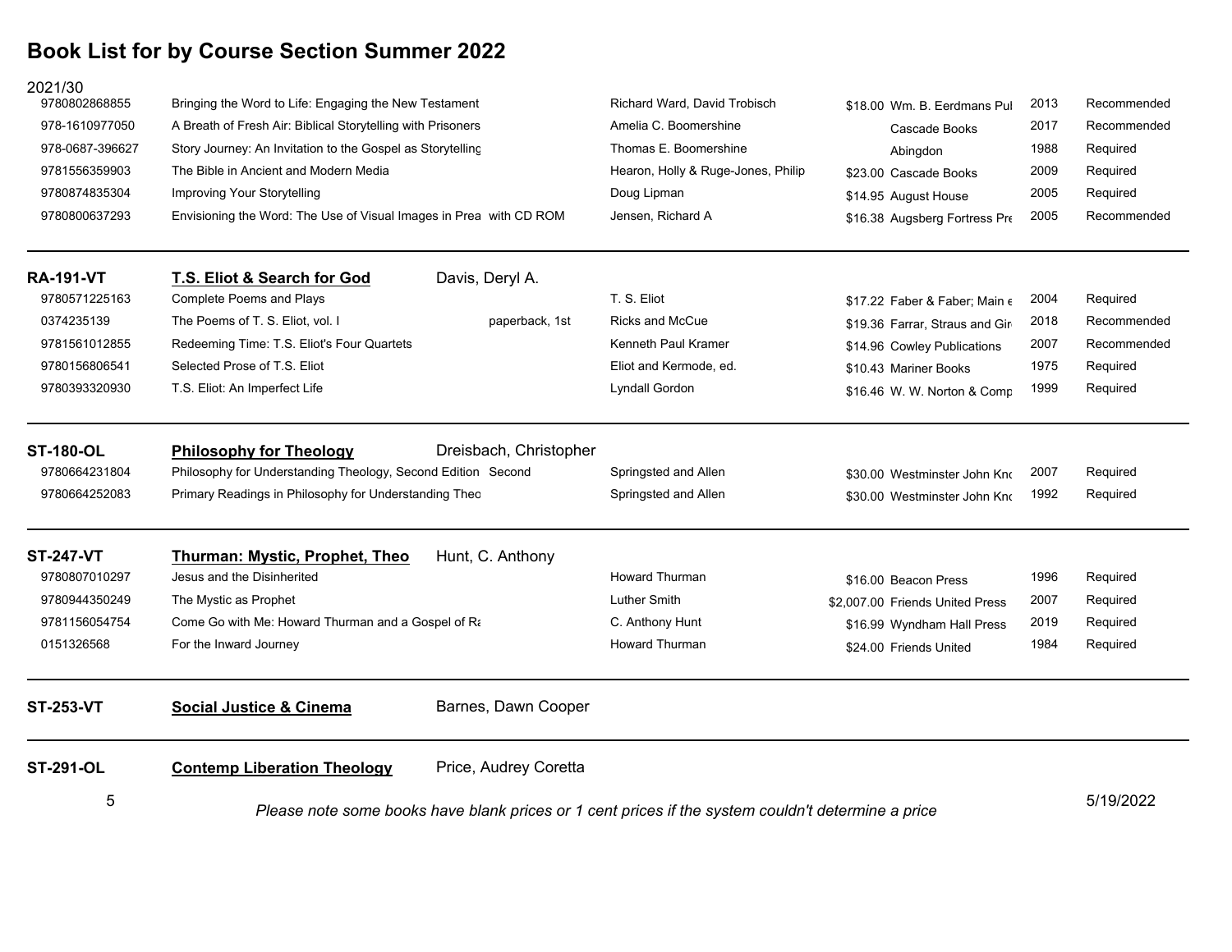# Book List for by Course Section Summer 2022

2021/30

| ISBN | Title | Edition | Author | Price | Publisher | Year | Status |
|---|---|---|---|---|---|---|---|
| 9780802868855 | Bringing the Word to Life: Engaging the New Testament | | Richard Ward, David Trobisch | $18.00 | Wm. B. Eerdmans Pul | 2013 | Recommended |
| 978-1610977050 | A Breath of Fresh Air: Biblical Storytelling with Prisoners | | Amelia C. Boomershine | | Cascade Books | 2017 | Recommended |
| 978-0687-396627 | Story Journey: An Invitation to the Gospel as Storytelling | | Thomas E. Boomershine | | Abingdon | 1988 | Required |
| 9781556359903 | The Bible in Ancient and Modern Media | | Hearon, Holly & Ruge-Jones, Philip | $23.00 | Cascade Books | 2009 | Required |
| 9780874835304 | Improving Your Storytelling | | Doug Lipman | $14.95 | August House | 2005 | Required |
| 9780800637293 | Envisioning the Word: The Use of Visual Images in Prea | with CD ROM | Jensen, Richard A | $16.38 | Augsberg Fortress Pre | 2005 | Recommended |

**RA-191-VT** — **T.S. Eliot & Search for God** — Davis, Deryl A.

| ISBN | Title | Edition | Author | Price | Publisher | Year | Status |
|---|---|---|---|---|---|---|---|
| 9780571225163 | Complete Poems and Plays | | T. S. Eliot | $17.22 | Faber & Faber; Main e | 2004 | Required |
| 0374235139 | The Poems of T. S. Eliot, vol. I | paperback, 1st | Ricks and McCue | $19.36 | Farrar, Straus and Gir | 2018 | Recommended |
| 9781561012855 | Redeeming Time: T.S. Eliot's Four Quartets | | Kenneth Paul Kramer | $14.96 | Cowley Publications | 2007 | Recommended |
| 9780156806541 | Selected Prose of T.S. Eliot | | Eliot and Kermode, ed. | $10.43 | Mariner Books | 1975 | Required |
| 9780393320930 | T.S. Eliot: An Imperfect Life | | Lyndall Gordon | $16.46 | W. W. Norton & Comp | 1999 | Required |

**ST-180-OL** — **Philosophy for Theology** — Dreisbach, Christopher

| ISBN | Title | Edition | Author | Price | Publisher | Year | Status |
|---|---|---|---|---|---|---|---|
| 9780664231804 | Philosophy for Understanding Theology, Second Edition | Second | Springsted and Allen | $30.00 | Westminster John Kno | 2007 | Required |
| 9780664252083 | Primary Readings in Philosophy for Understanding Theo | | Springsted and Allen | $30.00 | Westminster John Kno | 1992 | Required |

**ST-247-VT** — **Thurman: Mystic, Prophet, Theo** — Hunt, C. Anthony

| ISBN | Title | Edition | Author | Price | Publisher | Year | Status |
|---|---|---|---|---|---|---|---|
| 9780807010297 | Jesus and the Disinherited | | Howard Thurman | $16.00 | Beacon Press | 1996 | Required |
| 9780944350249 | The Mystic as Prophet | | Luther Smith | $2,007.00 | Friends United Press | 2007 | Required |
| 9781156054754 | Come Go with Me: Howard Thurman and a Gospel of Ra | | C. Anthony Hunt | $16.99 | Wyndham Hall Press | 2019 | Required |
| 0151326568 | For the Inward Journey | | Howard Thurman | $24.00 | Friends United | 1984 | Required |

**ST-253-VT** — **Social Justice & Cinema** — Barnes, Dawn Cooper

**ST-291-OL** — **Contemp Liberation Theology** — Price, Audrey Coretta

*Please note some books have blank prices or 1 cent prices if the system couldn't determine a price*

5/19/2022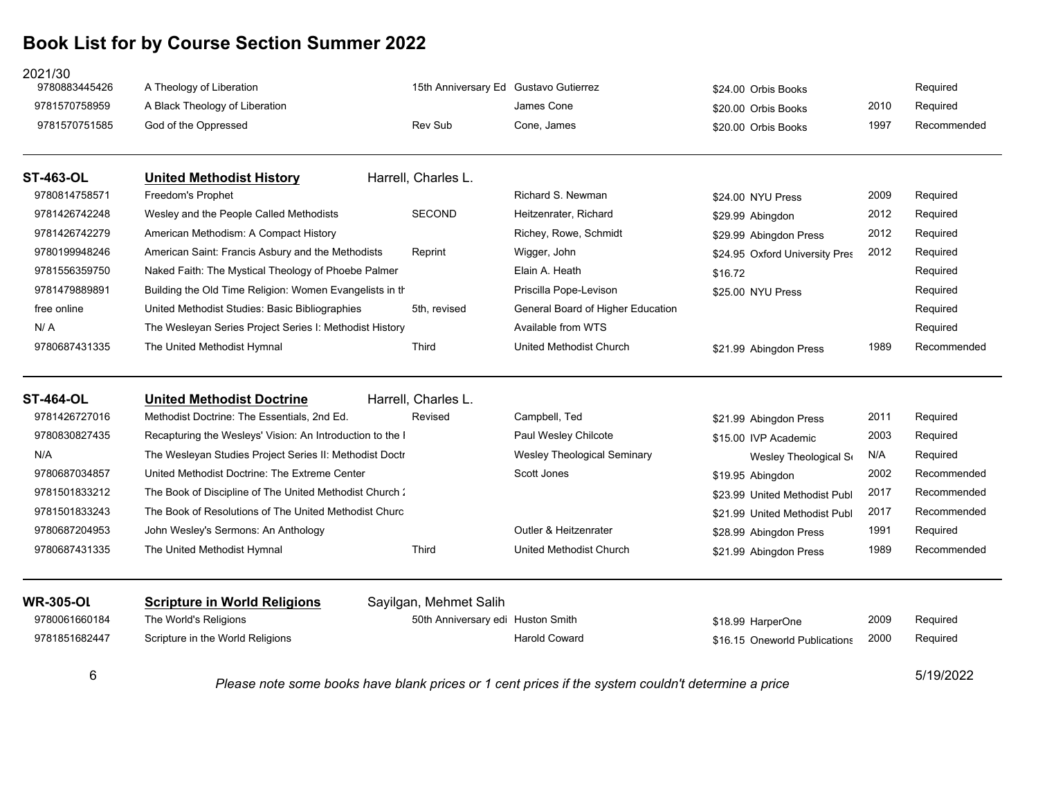# Book List for by Course Section Summer 2022

2021/30

| ISBN | Title | Edition | Author | Price | Publisher | Year | Status |
|---|---|---|---|---|---|---|---|
| 9780883445426 | A Theology of Liberation | 15th Anniversary Ed | Gustavo Gutierrez | $24.00 | Orbis Books | | Required |
| 9781570758959 | A Black Theology of Liberation | | James Cone | $20.00 | Orbis Books | 2010 | Required |
| 9781570751585 | God of the Oppressed | Rev Sub | Cone, James | $20.00 | Orbis Books | 1997 | Recommended |

**ST-463-OL** **United Methodist History** Harrell, Charles L.

| ISBN | Title | Edition | Author | Price | Publisher | Year | Status |
|---|---|---|---|---|---|---|---|
| 9780814758571 | Freedom's Prophet | | Richard S. Newman | $24.00 | NYU Press | 2009 | Required |
| 9781426742248 | Wesley and the People Called Methodists | SECOND | Heitzenrater, Richard | $29.99 | Abingdon | 2012 | Required |
| 9781426742279 | American Methodism: A Compact History | | Richey, Rowe, Schmidt | $29.99 | Abingdon Press | 2012 | Required |
| 9780199948246 | American Saint: Francis Asbury and the Methodists | Reprint | Wigger, John | $24.95 | Oxford University Pres | 2012 | Required |
| 9781556359750 | Naked Faith: The Mystical Theology of Phoebe Palmer | | Elain A. Heath | $16.72 | | | Required |
| 9781479889891 | Building the Old Time Religion: Women Evangelists in th | | Priscilla Pope-Levison | $25.00 | NYU Press | | Required |
| free online | United Methodist Studies: Basic Bibliographies | 5th, revised | General Board of Higher Education | | | | Required |
| N/ A | The Wesleyan Series Project Series I: Methodist History | | Available from WTS | | | | Required |
| 9780687431335 | The United Methodist Hymnal | Third | United Methodist Church | $21.99 | Abingdon Press | 1989 | Recommended |

**ST-464-OL** **United Methodist Doctrine** Harrell, Charles L.

| ISBN | Title | Edition | Author | Price | Publisher | Year | Status |
|---|---|---|---|---|---|---|---|
| 9781426727016 | Methodist Doctrine: The Essentials, 2nd Ed. | Revised | Campbell, Ted | $21.99 | Abingdon Press | 2011 | Required |
| 9780830827435 | Recapturing the Wesleys' Vision: An Introduction to the I | | Paul Wesley Chilcote | $15.00 | IVP Academic | 2003 | Required |
| N/A | The Wesleyan Studies Project Series II: Methodist Doctr | | Wesley Theological Seminary | | Wesley Theological Se | N/A | Required |
| 9780687034857 | United Methodist Doctrine: The Extreme Center | | Scott Jones | $19.95 | Abingdon | 2002 | Recommended |
| 9781501833212 | The Book of Discipline of The United Methodist Church 2 | | | $23.99 | United Methodist Publ | 2017 | Recommended |
| 9781501833243 | The Book of Resolutions of The United Methodist Churc | | | $21.99 | United Methodist Publ | 2017 | Recommended |
| 9780687204953 | John Wesley's Sermons: An Anthology | | Outler & Heitzenrater | $28.99 | Abingdon Press | 1991 | Required |
| 9780687431335 | The United Methodist Hymnal | Third | United Methodist Church | $21.99 | Abingdon Press | 1989 | Recommended |

**WR-305-OL** **Scripture in World Religions** Sayilgan, Mehmet Salih

| ISBN | Title | Edition | Author | Price | Publisher | Year | Status |
|---|---|---|---|---|---|---|---|
| 9780061660184 | The World's Religions | 50th Anniversary edi | Huston Smith | $18.99 | HarperOne | 2009 | Required |
| 9781851682447 | Scripture in the World Religions | | Harold Coward | $16.15 | Oneworld Publications | 2000 | Required |

*Please note some books have blank prices or 1 cent prices if the system couldn't determine a price*

5/19/2022